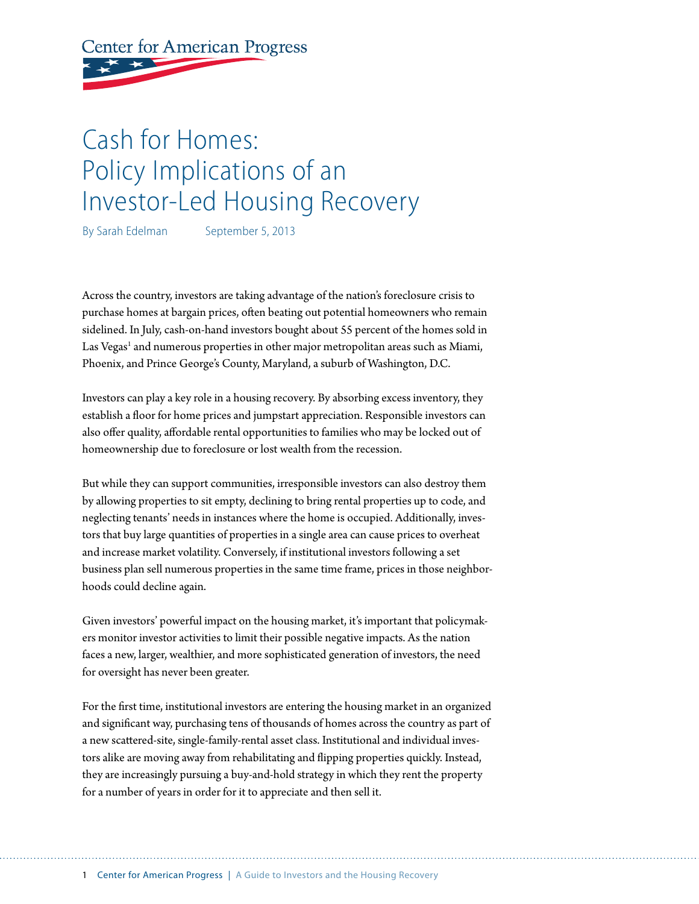Center for American Progress

# Cash for Homes: Policy Implications of an Investor-Led Housing Recovery

By Sarah Edelman September 5, 2013

Across the country, investors are taking advantage of the nation's foreclosure crisis to purchase homes at bargain prices, often beating out potential homeowners who remain sidelined. In July, cash-on-hand investors bought about 55 percent of the homes sold in Las Vegas[1] and numerous properties in other major metropolitan areas such as Miami, Phoenix, and Prince George's County, Maryland, a suburb of Washington, D.C.

Investors can play a key role in a housing recovery. By absorbing excess inventory, they establish a floor for home prices and jumpstart appreciation. Responsible investors can also offer quality, affordable rental opportunities to families who may be locked out of homeownership due to foreclosure or lost wealth from the recession.

But while they can support communities, irresponsible investors can also destroy them by allowing properties to sit empty, declining to bring rental properties up to code, and neglecting tenants' needs in instances where the home is occupied. Additionally, investors that buy large quantities of properties in a single area can cause prices to overheat and increase market volatility. Conversely, if institutional investors following a set business plan sell numerous properties in the same time frame, prices in those neighborhoods could decline again.

Given investors' powerful impact on the housing market, it's important that policymakers monitor investor activities to limit their possible negative impacts. As the nation faces a new, larger, wealthier, and more sophisticated generation of investors, the need for oversight has never been greater.

For the first time, institutional investors are entering the housing market in an organized and significant way, purchasing tens of thousands of homes across the country as part of a new scattered-site, single-family-rental asset class. Institutional and individual investors alike are moving away from rehabilitating and flipping properties quickly. Instead, they are increasingly pursuing a buy-and-hold strategy in which they rent the property for a number of years in order for it to appreciate and then sell it.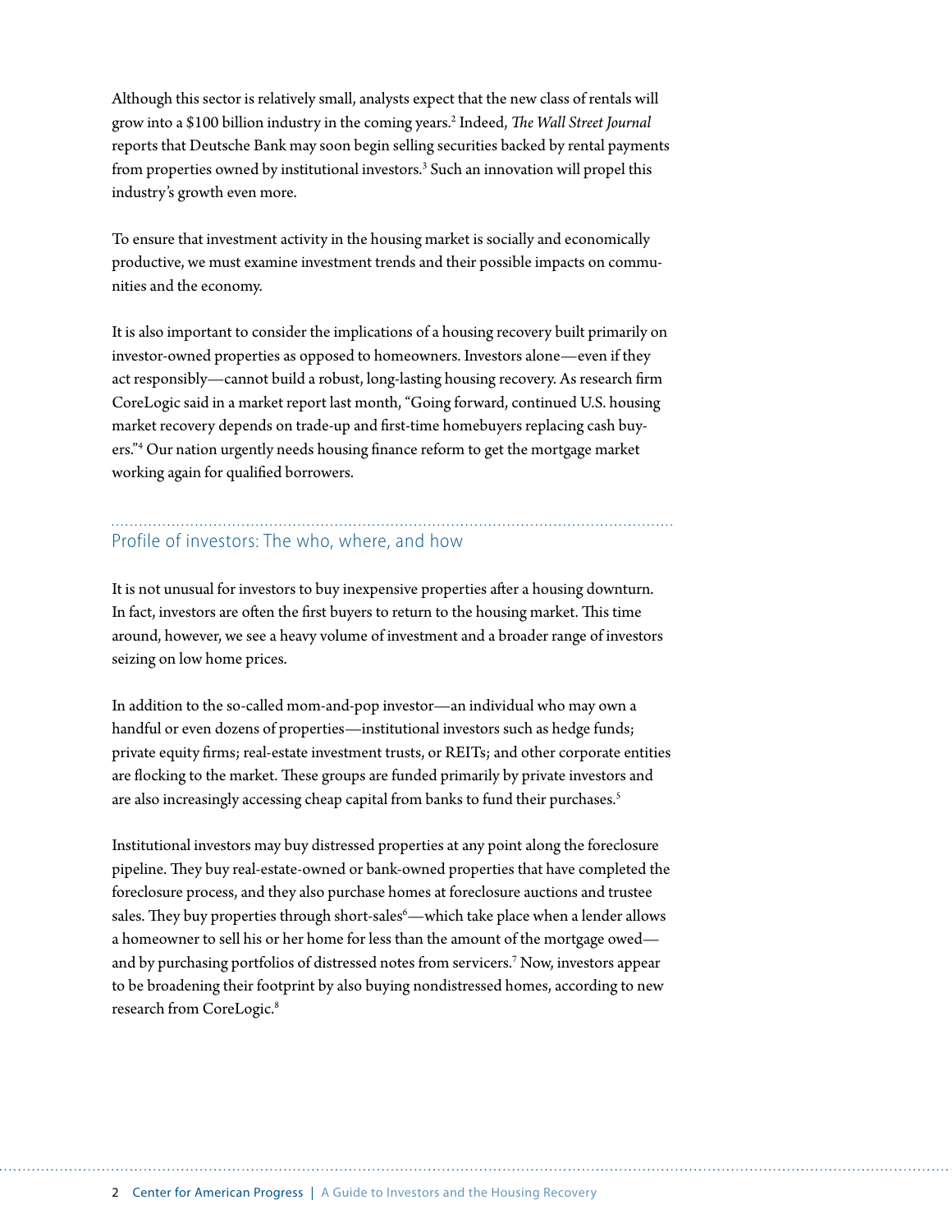Although this sector is relatively small, analysts expect that the new class of rentals will grow into a $100 billion industry in the coming years.[2] Indeed, *The Wall Street Journal* reports that Deutsche Bank may soon begin selling securities backed by rental payments from properties owned by institutional investors.[3] Such an innovation will propel this industry's growth even more.

To ensure that investment activity in the housing market is socially and economically productive, we must examine investment trends and their possible impacts on communities and the economy.

It is also important to consider the implications of a housing recovery built primarily on investor-owned properties as opposed to homeowners. Investors alone—even if they act responsibly—cannot build a robust, long-lasting housing recovery. As research firm CoreLogic said in a market report last month, "Going forward, continued U.S. housing market recovery depends on trade-up and first-time homebuyers replacing cash buyers."[4] Our nation urgently needs housing finance reform to get the mortgage market working again for qualified borrowers.

## Profile of investors: The who, where, and how

It is not unusual for investors to buy inexpensive properties after a housing downturn. In fact, investors are often the first buyers to return to the housing market. This time around, however, we see a heavy volume of investment and a broader range of investors seizing on low home prices.

In addition to the so-called mom-and-pop investor—an individual who may own a handful or even dozens of properties—institutional investors such as hedge funds; private equity firms; real-estate investment trusts, or REITs; and other corporate entities are flocking to the market. These groups are funded primarily by private investors and are also increasingly accessing cheap capital from banks to fund their purchases.[5]

Institutional investors may buy distressed properties at any point along the foreclosure pipeline. They buy real-estate-owned or bank-owned properties that have completed the foreclosure process, and they also purchase homes at foreclosure auctions and trustee sales. They buy properties through short-sales[6]—which take place when a lender allows a homeowner to sell his or her home for less than the amount of the mortgage owed—and by purchasing portfolios of distressed notes from servicers.[7] Now, investors appear to be broadening their footprint by also buying nondistressed homes, according to new research from CoreLogic.[8]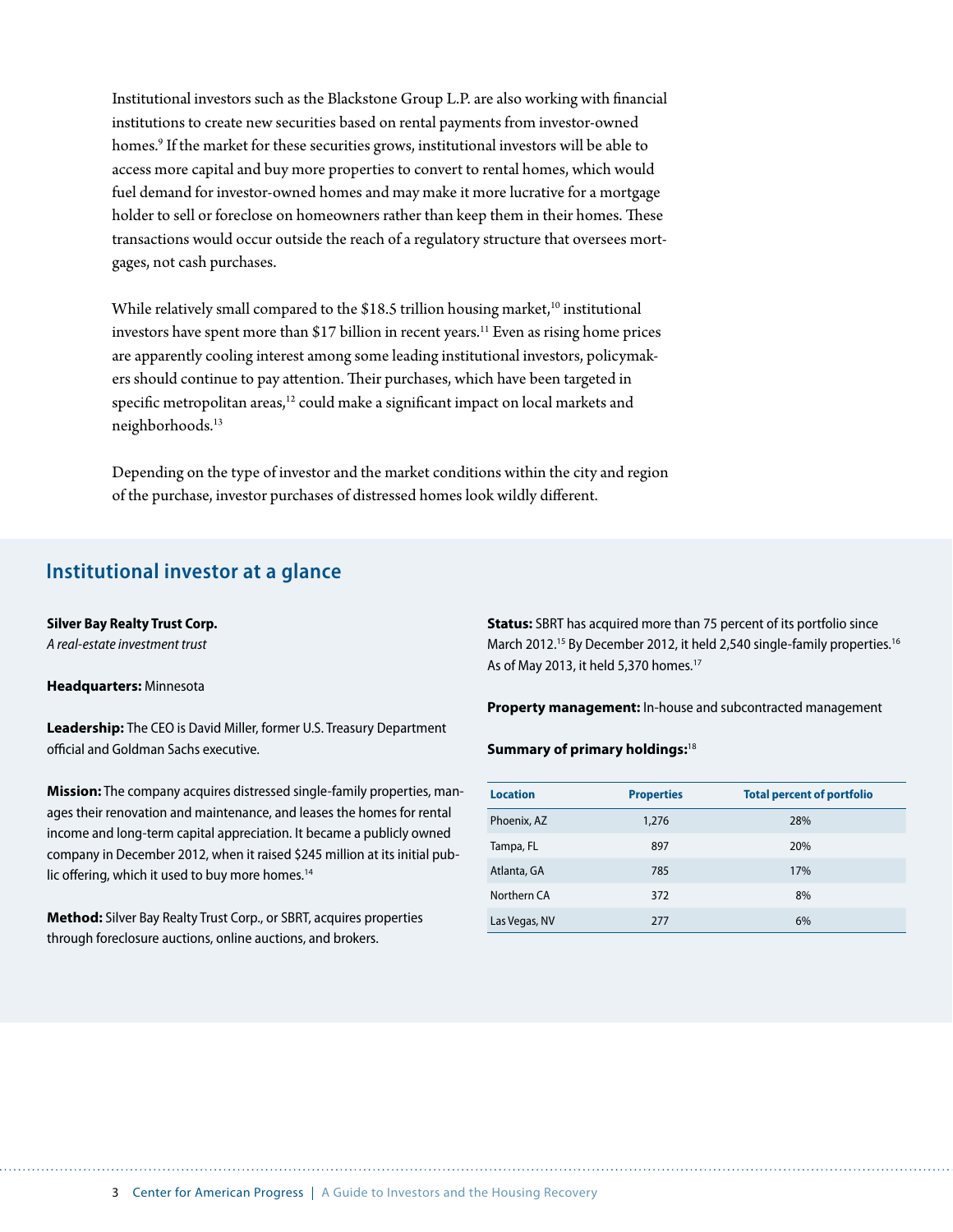Institutional investors such as the Blackstone Group L.P. are also working with financial institutions to create new securities based on rental payments from investor-owned homes.[9] If the market for these securities grows, institutional investors will be able to access more capital and buy more properties to convert to rental homes, which would fuel demand for investor-owned homes and may make it more lucrative for a mortgage holder to sell or foreclose on homeowners rather than keep them in their homes. These transactions would occur outside the reach of a regulatory structure that oversees mortgages, not cash purchases.

While relatively small compared to the $18.5 trillion housing market,[10] institutional investors have spent more than $17 billion in recent years.[11] Even as rising home prices are apparently cooling interest among some leading institutional investors, policymakers should continue to pay attention. Their purchases, which have been targeted in specific metropolitan areas,[12] could make a significant impact on local markets and neighborhoods.[13]

Depending on the type of investor and the market conditions within the city and region of the purchase, investor purchases of distressed homes look wildly different.

## Institutional investor at a glance

**Silver Bay Realty Trust Corp.**
*A real-estate investment trust*

**Headquarters:** Minnesota

**Leadership:** The CEO is David Miller, former U.S. Treasury Department official and Goldman Sachs executive.

**Mission:** The company acquires distressed single-family properties, manages their renovation and maintenance, and leases the homes for rental income and long-term capital appreciation. It became a publicly owned company in December 2012, when it raised $245 million at its initial public offering, which it used to buy more homes.[14]

**Method:** Silver Bay Realty Trust Corp., or SBRT, acquires properties through foreclosure auctions, online auctions, and brokers.

**Status:** SBRT has acquired more than 75 percent of its portfolio since March 2012.[15] By December 2012, it held 2,540 single-family properties.[16] As of May 2013, it held 5,370 homes.[17]

**Property management:** In-house and subcontracted management

**Summary of primary holdings:**[18]

| Location | Properties | Total percent of portfolio |
|---|---|---|
| Phoenix, AZ | 1,276 | 28% |
| Tampa, FL | 897 | 20% |
| Atlanta, GA | 785 | 17% |
| Northern CA | 372 | 8% |
| Las Vegas, NV | 277 | 6% |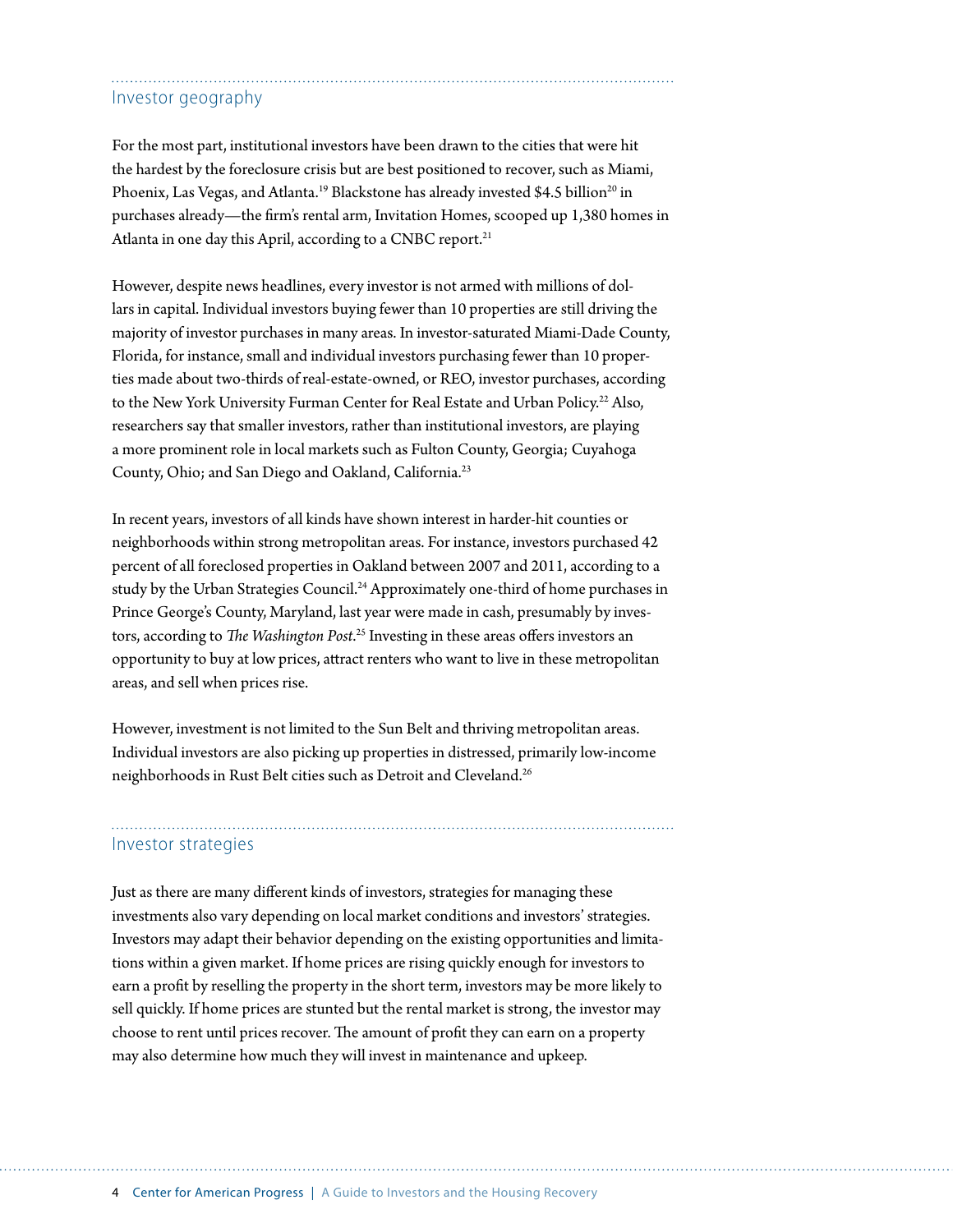## Investor geography

For the most part, institutional investors have been drawn to the cities that were hit the hardest by the foreclosure crisis but are best positioned to recover, such as Miami, Phoenix, Las Vegas, and Atlanta.[19] Blackstone has already invested $4.5 billion[20] in purchases already—the firm's rental arm, Invitation Homes, scooped up 1,380 homes in Atlanta in one day this April, according to a CNBC report.[21]

However, despite news headlines, every investor is not armed with millions of dollars in capital. Individual investors buying fewer than 10 properties are still driving the majority of investor purchases in many areas. In investor-saturated Miami-Dade County, Florida, for instance, small and individual investors purchasing fewer than 10 properties made about two-thirds of real-estate-owned, or REO, investor purchases, according to the New York University Furman Center for Real Estate and Urban Policy.[22] Also, researchers say that smaller investors, rather than institutional investors, are playing a more prominent role in local markets such as Fulton County, Georgia; Cuyahoga County, Ohio; and San Diego and Oakland, California.[23]

In recent years, investors of all kinds have shown interest in harder-hit counties or neighborhoods within strong metropolitan areas. For instance, investors purchased 42 percent of all foreclosed properties in Oakland between 2007 and 2011, according to a study by the Urban Strategies Council.[24] Approximately one-third of home purchases in Prince George's County, Maryland, last year were made in cash, presumably by investors, according to *The Washington Post*.[25] Investing in these areas offers investors an opportunity to buy at low prices, attract renters who want to live in these metropolitan areas, and sell when prices rise.

However, investment is not limited to the Sun Belt and thriving metropolitan areas. Individual investors are also picking up properties in distressed, primarily low-income neighborhoods in Rust Belt cities such as Detroit and Cleveland.[26]

## Investor strategies

Just as there are many different kinds of investors, strategies for managing these investments also vary depending on local market conditions and investors' strategies. Investors may adapt their behavior depending on the existing opportunities and limitations within a given market. If home prices are rising quickly enough for investors to earn a profit by reselling the property in the short term, investors may be more likely to sell quickly. If home prices are stunted but the rental market is strong, the investor may choose to rent until prices recover. The amount of profit they can earn on a property may also determine how much they will invest in maintenance and upkeep.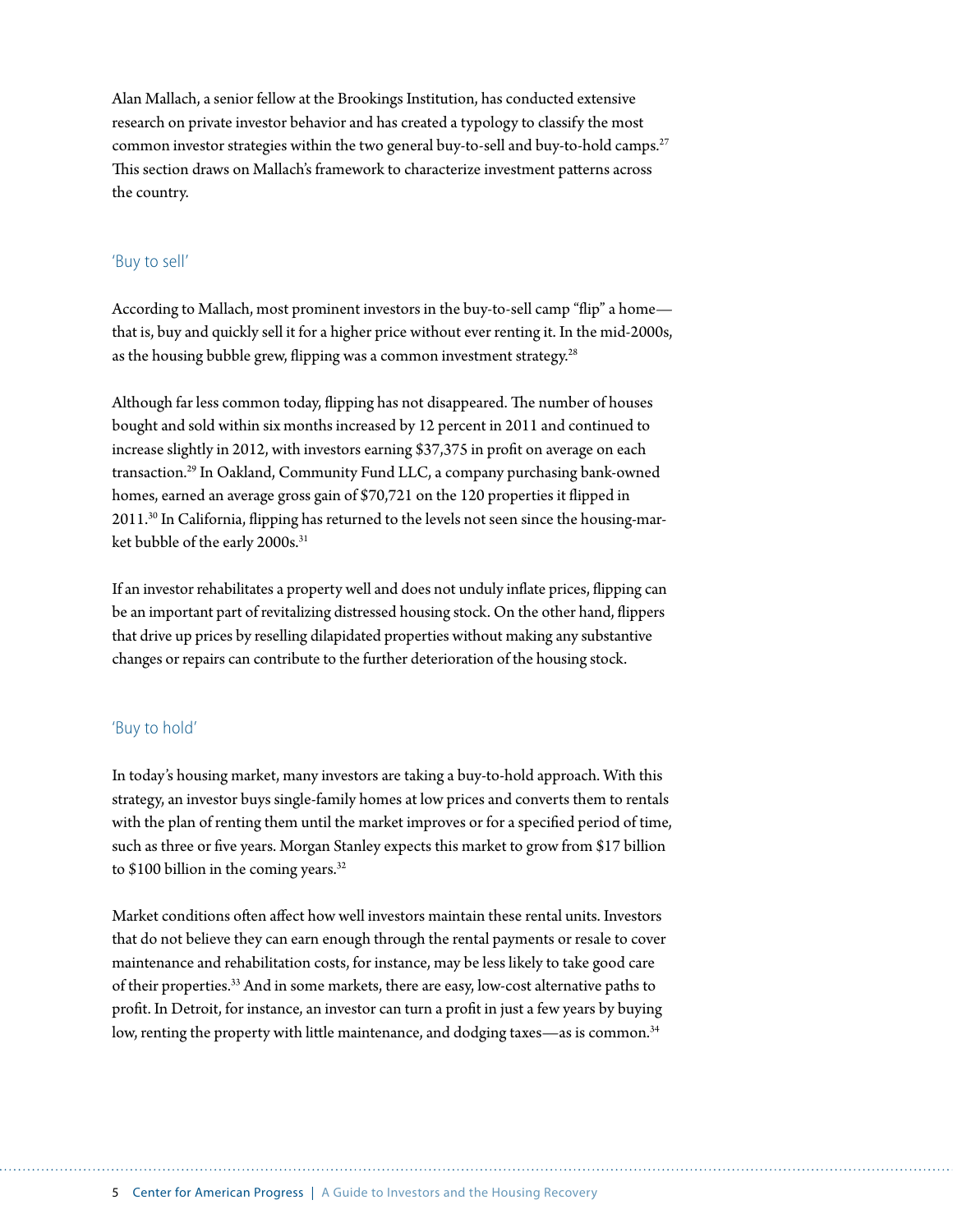Alan Mallach, a senior fellow at the Brookings Institution, has conducted extensive research on private investor behavior and has created a typology to classify the most common investor strategies within the two general buy-to-sell and buy-to-hold camps.[27] This section draws on Mallach's framework to characterize investment patterns across the country.

## 'Buy to sell'

According to Mallach, most prominent investors in the buy-to-sell camp "flip" a home—that is, buy and quickly sell it for a higher price without ever renting it. In the mid-2000s, as the housing bubble grew, flipping was a common investment strategy.[28]

Although far less common today, flipping has not disappeared. The number of houses bought and sold within six months increased by 12 percent in 2011 and continued to increase slightly in 2012, with investors earning $37,375 in profit on average on each transaction.[29] In Oakland, Community Fund LLC, a company purchasing bank-owned homes, earned an average gross gain of $70,721 on the 120 properties it flipped in 2011.[30] In California, flipping has returned to the levels not seen since the housing-market bubble of the early 2000s.[31]

If an investor rehabilitates a property well and does not unduly inflate prices, flipping can be an important part of revitalizing distressed housing stock. On the other hand, flippers that drive up prices by reselling dilapidated properties without making any substantive changes or repairs can contribute to the further deterioration of the housing stock.

## 'Buy to hold'

In today's housing market, many investors are taking a buy-to-hold approach. With this strategy, an investor buys single-family homes at low prices and converts them to rentals with the plan of renting them until the market improves or for a specified period of time, such as three or five years. Morgan Stanley expects this market to grow from $17 billion to $100 billion in the coming years.[32]

Market conditions often affect how well investors maintain these rental units. Investors that do not believe they can earn enough through the rental payments or resale to cover maintenance and rehabilitation costs, for instance, may be less likely to take good care of their properties.[33] And in some markets, there are easy, low-cost alternative paths to profit. In Detroit, for instance, an investor can turn a profit in just a few years by buying low, renting the property with little maintenance, and dodging taxes—as is common.[34]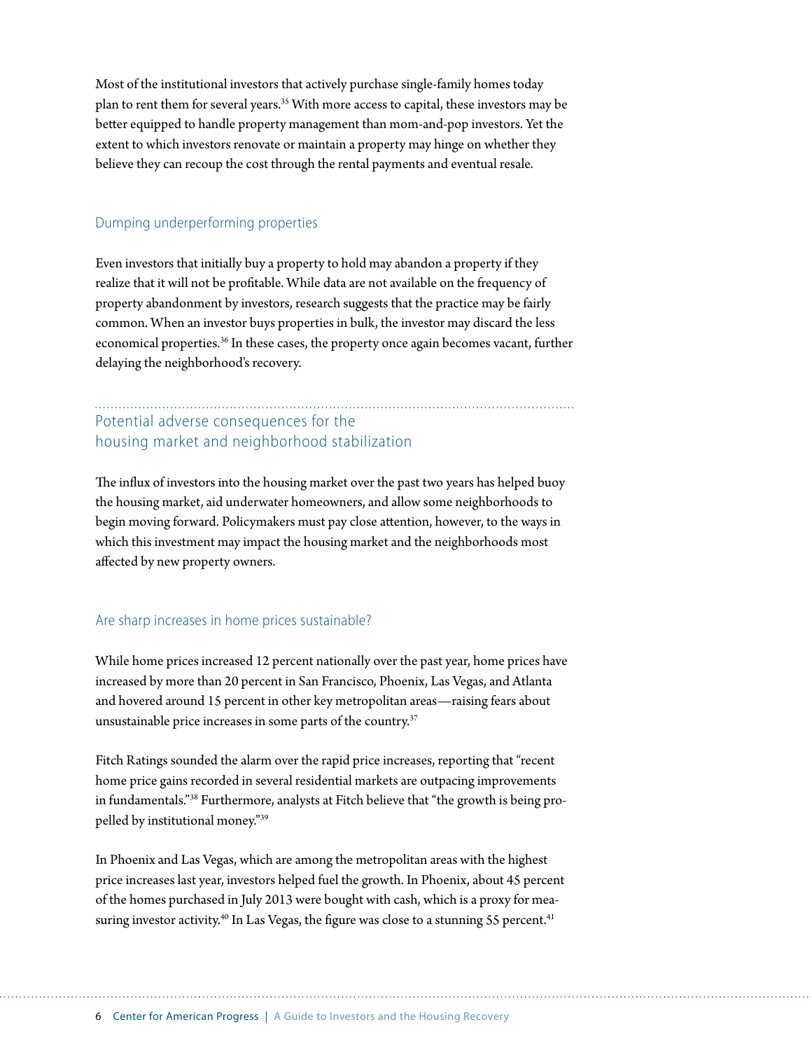Most of the institutional investors that actively purchase single-family homes today plan to rent them for several years.[35] With more access to capital, these investors may be better equipped to handle property management than mom-and-pop investors. Yet the extent to which investors renovate or maintain a property may hinge on whether they believe they can recoup the cost through the rental payments and eventual resale.

### Dumping underperforming properties

Even investors that initially buy a property to hold may abandon a property if they realize that it will not be profitable. While data are not available on the frequency of property abandonment by investors, research suggests that the practice may be fairly common. When an investor buys properties in bulk, the investor may discard the less economical properties.[36] In these cases, the property once again becomes vacant, further delaying the neighborhood's recovery.

## Potential adverse consequences for the housing market and neighborhood stabilization

The influx of investors into the housing market over the past two years has helped buoy the housing market, aid underwater homeowners, and allow some neighborhoods to begin moving forward. Policymakers must pay close attention, however, to the ways in which this investment may impact the housing market and the neighborhoods most affected by new property owners.

### Are sharp increases in home prices sustainable?

While home prices increased 12 percent nationally over the past year, home prices have increased by more than 20 percent in San Francisco, Phoenix, Las Vegas, and Atlanta and hovered around 15 percent in other key metropolitan areas—raising fears about unsustainable price increases in some parts of the country.[37]

Fitch Ratings sounded the alarm over the rapid price increases, reporting that "recent home price gains recorded in several residential markets are outpacing improvements in fundamentals."[38] Furthermore, analysts at Fitch believe that "the growth is being propelled by institutional money."[39]

In Phoenix and Las Vegas, which are among the metropolitan areas with the highest price increases last year, investors helped fuel the growth. In Phoenix, about 45 percent of the homes purchased in July 2013 were bought with cash, which is a proxy for measuring investor activity.[40] In Las Vegas, the figure was close to a stunning 55 percent.[41]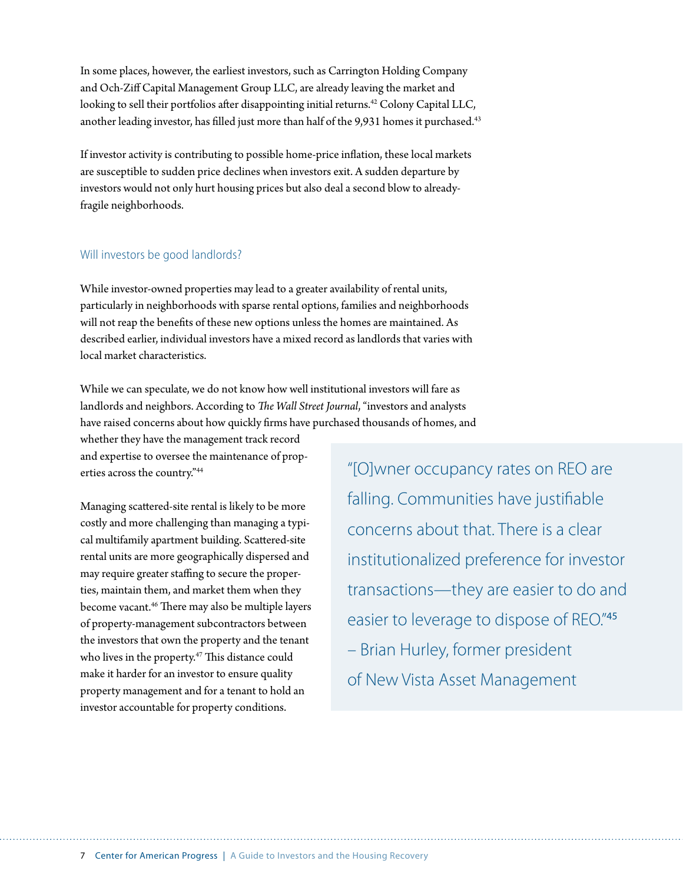In some places, however, the earliest investors, such as Carrington Holding Company and Och-Ziff Capital Management Group LLC, are already leaving the market and looking to sell their portfolios after disappointing initial returns.[42] Colony Capital LLC, another leading investor, has filled just more than half of the 9,931 homes it purchased.[43]

If investor activity is contributing to possible home-price inflation, these local markets are susceptible to sudden price declines when investors exit. A sudden departure by investors would not only hurt housing prices but also deal a second blow to already-fragile neighborhoods.

## Will investors be good landlords?

While investor-owned properties may lead to a greater availability of rental units, particularly in neighborhoods with sparse rental options, families and neighborhoods will not reap the benefits of these new options unless the homes are maintained. As described earlier, individual investors have a mixed record as landlords that varies with local market characteristics.

While we can speculate, we do not know how well institutional investors will fare as landlords and neighbors. According to *The Wall Street Journal*, "investors and analysts have raised concerns about how quickly firms have purchased thousands of homes, and whether they have the management track record and expertise to oversee the maintenance of properties across the country."[44]

Managing scattered-site rental is likely to be more costly and more challenging than managing a typical multifamily apartment building. Scattered-site rental units are more geographically dispersed and may require greater staffing to secure the properties, maintain them, and market them when they become vacant.[46] There may also be multiple layers of property-management subcontractors between the investors that own the property and the tenant who lives in the property.[47] This distance could make it harder for an investor to ensure quality property management and for a tenant to hold an investor accountable for property conditions.

> "[O]wner occupancy rates on REO are falling. Communities have justifiable concerns about that. There is a clear institutionalized preference for investor transactions—they are easier to do and easier to leverage to dispose of REO."[45]
> – Brian Hurley, former president of New Vista Asset Management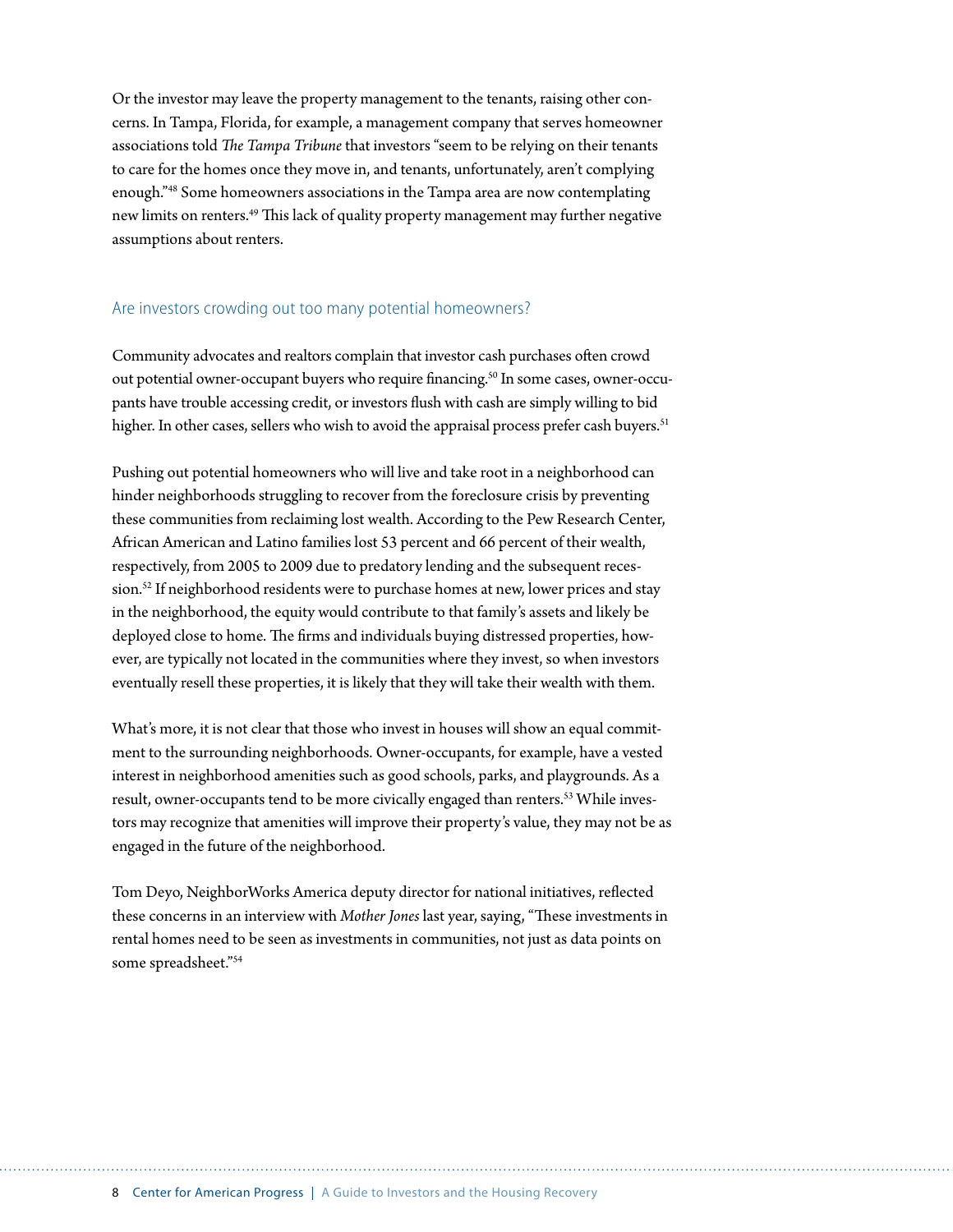Or the investor may leave the property management to the tenants, raising other concerns. In Tampa, Florida, for example, a management company that serves homeowner associations told *The Tampa Tribune* that investors "seem to be relying on their tenants to care for the homes once they move in, and tenants, unfortunately, aren't complying enough."[48] Some homeowners associations in the Tampa area are now contemplating new limits on renters.[49] This lack of quality property management may further negative assumptions about renters.

## Are investors crowding out too many potential homeowners?

Community advocates and realtors complain that investor cash purchases often crowd out potential owner-occupant buyers who require financing.[50] In some cases, owner-occupants have trouble accessing credit, or investors flush with cash are simply willing to bid higher. In other cases, sellers who wish to avoid the appraisal process prefer cash buyers.[51]

Pushing out potential homeowners who will live and take root in a neighborhood can hinder neighborhoods struggling to recover from the foreclosure crisis by preventing these communities from reclaiming lost wealth. According to the Pew Research Center, African American and Latino families lost 53 percent and 66 percent of their wealth, respectively, from 2005 to 2009 due to predatory lending and the subsequent recession.[52] If neighborhood residents were to purchase homes at new, lower prices and stay in the neighborhood, the equity would contribute to that family's assets and likely be deployed close to home. The firms and individuals buying distressed properties, however, are typically not located in the communities where they invest, so when investors eventually resell these properties, it is likely that they will take their wealth with them.

What's more, it is not clear that those who invest in houses will show an equal commitment to the surrounding neighborhoods. Owner-occupants, for example, have a vested interest in neighborhood amenities such as good schools, parks, and playgrounds. As a result, owner-occupants tend to be more civically engaged than renters.[53] While investors may recognize that amenities will improve their property's value, they may not be as engaged in the future of the neighborhood.

Tom Deyo, NeighborWorks America deputy director for national initiatives, reflected these concerns in an interview with *Mother Jones* last year, saying, "These investments in rental homes need to be seen as investments in communities, not just as data points on some spreadsheet."[54]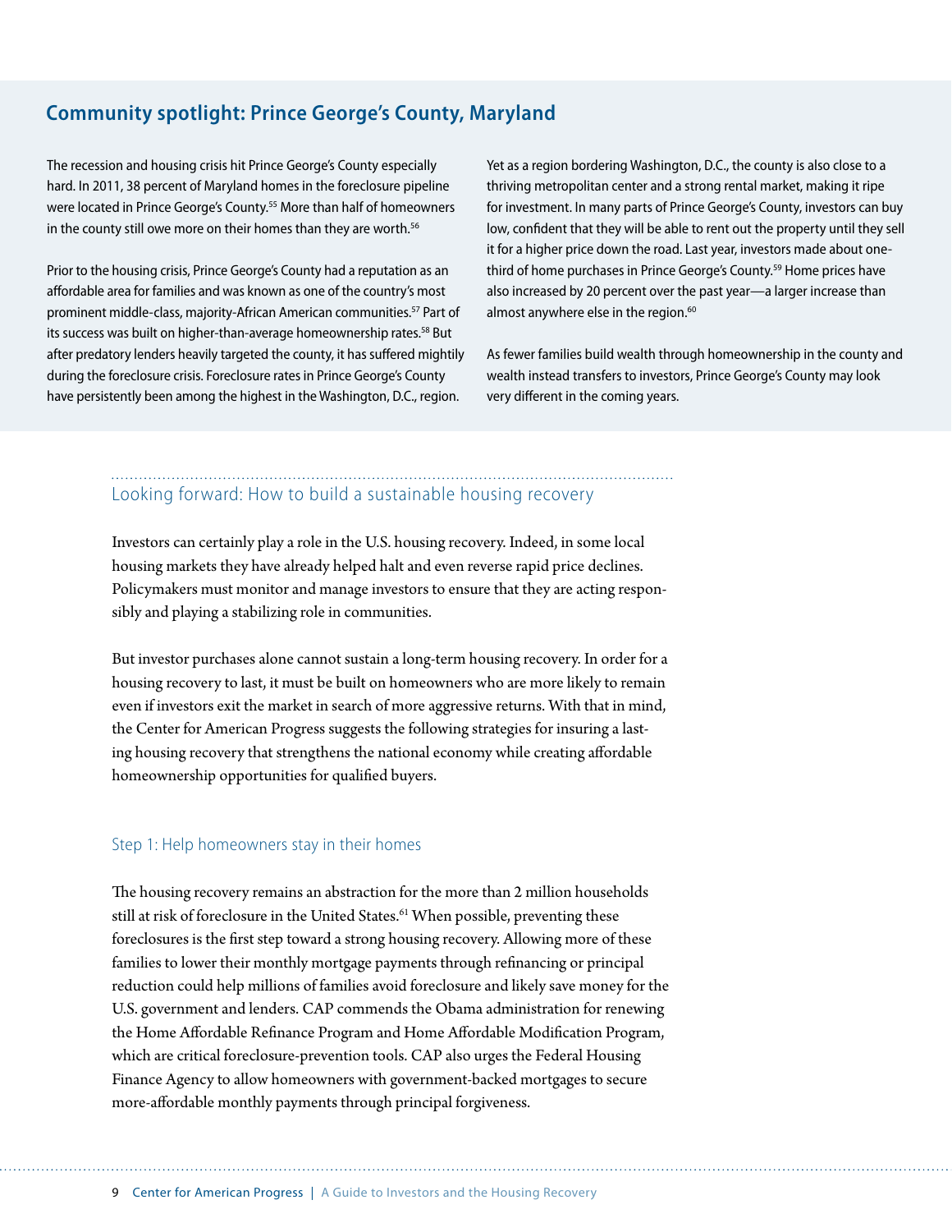## Community spotlight: Prince George's County, Maryland

The recession and housing crisis hit Prince George's County especially hard. In 2011, 38 percent of Maryland homes in the foreclosure pipeline were located in Prince George's County.[55] More than half of homeowners in the county still owe more on their homes than they are worth.[56]

Prior to the housing crisis, Prince George's County had a reputation as an affordable area for families and was known as one of the country's most prominent middle-class, majority-African American communities.[57] Part of its success was built on higher-than-average homeownership rates.[58] But after predatory lenders heavily targeted the county, it has suffered mightily during the foreclosure crisis. Foreclosure rates in Prince George's County have persistently been among the highest in the Washington, D.C., region.

Yet as a region bordering Washington, D.C., the county is also close to a thriving metropolitan center and a strong rental market, making it ripe for investment. In many parts of Prince George's County, investors can buy low, confident that they will be able to rent out the property until they sell it for a higher price down the road. Last year, investors made about one-third of home purchases in Prince George's County.[59] Home prices have also increased by 20 percent over the past year—a larger increase than almost anywhere else in the region.[60]

As fewer families build wealth through homeownership in the county and wealth instead transfers to investors, Prince George's County may look very different in the coming years.

## Looking forward: How to build a sustainable housing recovery

Investors can certainly play a role in the U.S. housing recovery. Indeed, in some local housing markets they have already helped halt and even reverse rapid price declines. Policymakers must monitor and manage investors to ensure that they are acting responsibly and playing a stabilizing role in communities.

But investor purchases alone cannot sustain a long-term housing recovery. In order for a housing recovery to last, it must be built on homeowners who are more likely to remain even if investors exit the market in search of more aggressive returns. With that in mind, the Center for American Progress suggests the following strategies for insuring a lasting housing recovery that strengthens the national economy while creating affordable homeownership opportunities for qualified buyers.

### Step 1: Help homeowners stay in their homes

The housing recovery remains an abstraction for the more than 2 million households still at risk of foreclosure in the United States.[61] When possible, preventing these foreclosures is the first step toward a strong housing recovery. Allowing more of these families to lower their monthly mortgage payments through refinancing or principal reduction could help millions of families avoid foreclosure and likely save money for the U.S. government and lenders. CAP commends the Obama administration for renewing the Home Affordable Refinance Program and Home Affordable Modification Program, which are critical foreclosure-prevention tools. CAP also urges the Federal Housing Finance Agency to allow homeowners with government-backed mortgages to secure more-affordable monthly payments through principal forgiveness.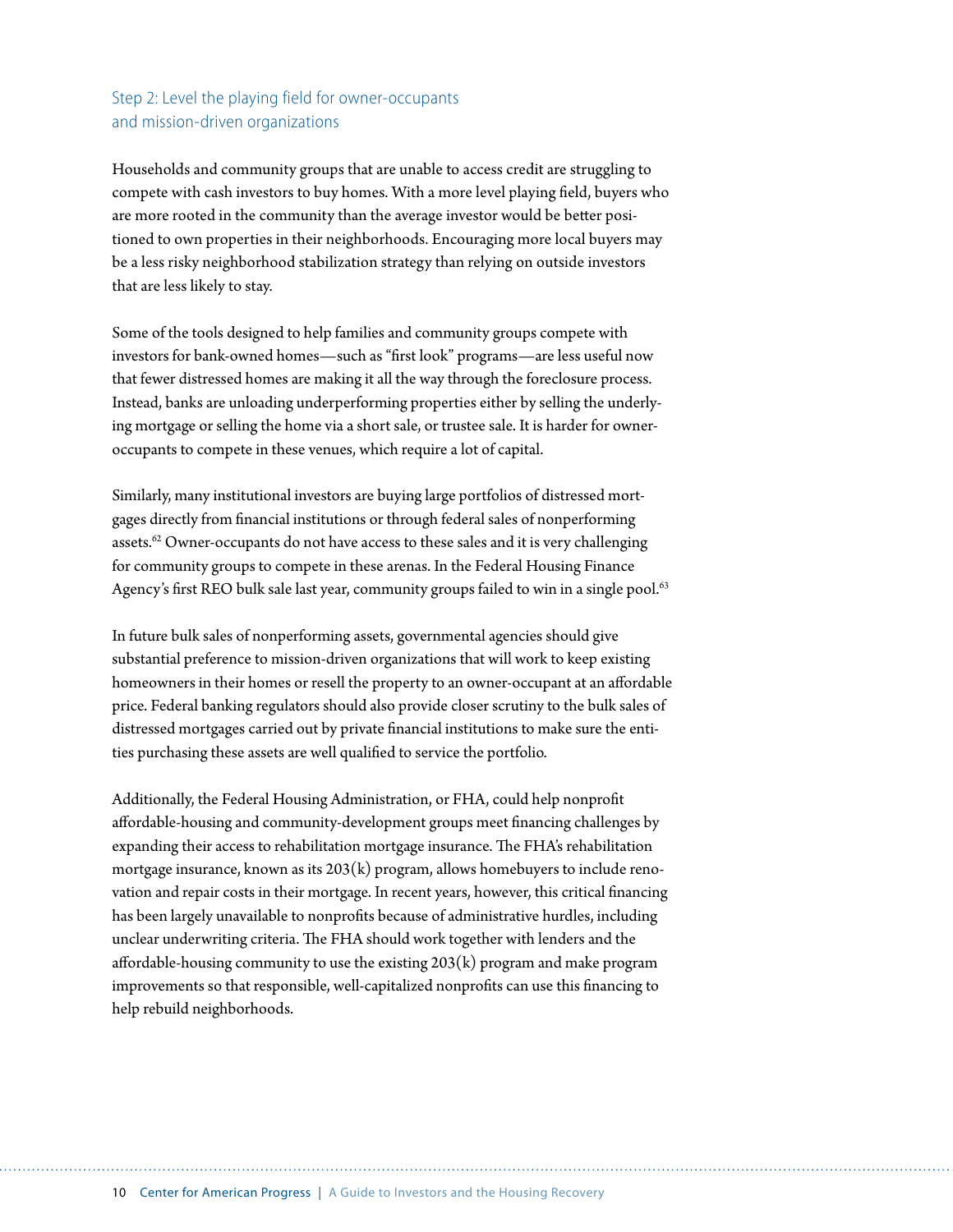### Step 2: Level the playing field for owner-occupants and mission-driven organizations

Households and community groups that are unable to access credit are struggling to compete with cash investors to buy homes. With a more level playing field, buyers who are more rooted in the community than the average investor would be better positioned to own properties in their neighborhoods. Encouraging more local buyers may be a less risky neighborhood stabilization strategy than relying on outside investors that are less likely to stay.

Some of the tools designed to help families and community groups compete with investors for bank-owned homes—such as "first look" programs—are less useful now that fewer distressed homes are making it all the way through the foreclosure process. Instead, banks are unloading underperforming properties either by selling the underlying mortgage or selling the home via a short sale, or trustee sale. It is harder for owner-occupants to compete in these venues, which require a lot of capital.

Similarly, many institutional investors are buying large portfolios of distressed mortgages directly from financial institutions or through federal sales of nonperforming assets.[62] Owner-occupants do not have access to these sales and it is very challenging for community groups to compete in these arenas. In the Federal Housing Finance Agency's first REO bulk sale last year, community groups failed to win in a single pool.[63]

In future bulk sales of nonperforming assets, governmental agencies should give substantial preference to mission-driven organizations that will work to keep existing homeowners in their homes or resell the property to an owner-occupant at an affordable price. Federal banking regulators should also provide closer scrutiny to the bulk sales of distressed mortgages carried out by private financial institutions to make sure the entities purchasing these assets are well qualified to service the portfolio.

Additionally, the Federal Housing Administration, or FHA, could help nonprofit affordable-housing and community-development groups meet financing challenges by expanding their access to rehabilitation mortgage insurance. The FHA's rehabilitation mortgage insurance, known as its 203(k) program, allows homebuyers to include renovation and repair costs in their mortgage. In recent years, however, this critical financing has been largely unavailable to nonprofits because of administrative hurdles, including unclear underwriting criteria. The FHA should work together with lenders and the affordable-housing community to use the existing 203(k) program and make program improvements so that responsible, well-capitalized nonprofits can use this financing to help rebuild neighborhoods.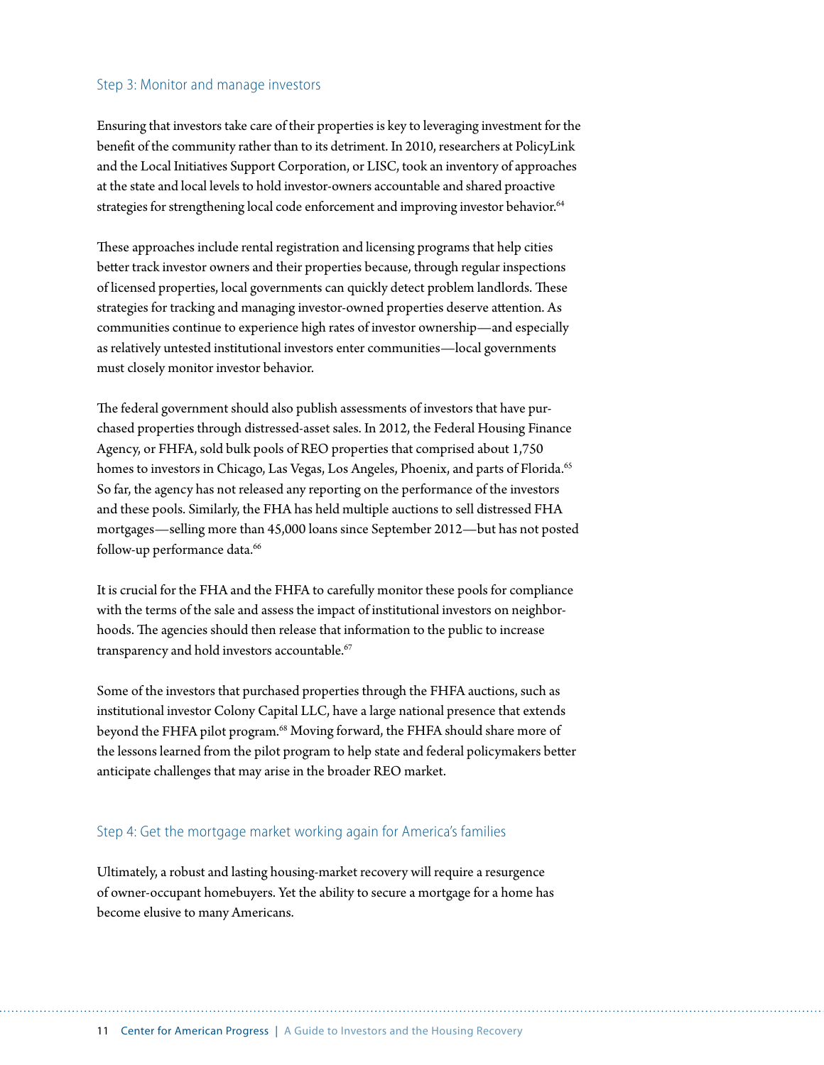### Step 3: Monitor and manage investors

Ensuring that investors take care of their properties is key to leveraging investment for the benefit of the community rather than to its detriment. In 2010, researchers at PolicyLink and the Local Initiatives Support Corporation, or LISC, took an inventory of approaches at the state and local levels to hold investor-owners accountable and shared proactive strategies for strengthening local code enforcement and improving investor behavior.[64]

These approaches include rental registration and licensing programs that help cities better track investor owners and their properties because, through regular inspections of licensed properties, local governments can quickly detect problem landlords. These strategies for tracking and managing investor-owned properties deserve attention. As communities continue to experience high rates of investor ownership—and especially as relatively untested institutional investors enter communities—local governments must closely monitor investor behavior.

The federal government should also publish assessments of investors that have purchased properties through distressed-asset sales. In 2012, the Federal Housing Finance Agency, or FHFA, sold bulk pools of REO properties that comprised about 1,750 homes to investors in Chicago, Las Vegas, Los Angeles, Phoenix, and parts of Florida.[65] So far, the agency has not released any reporting on the performance of the investors and these pools. Similarly, the FHA has held multiple auctions to sell distressed FHA mortgages—selling more than 45,000 loans since September 2012—but has not posted follow-up performance data.[66]

It is crucial for the FHA and the FHFA to carefully monitor these pools for compliance with the terms of the sale and assess the impact of institutional investors on neighborhoods. The agencies should then release that information to the public to increase transparency and hold investors accountable.[67]

Some of the investors that purchased properties through the FHFA auctions, such as institutional investor Colony Capital LLC, have a large national presence that extends beyond the FHFA pilot program.[68] Moving forward, the FHFA should share more of the lessons learned from the pilot program to help state and federal policymakers better anticipate challenges that may arise in the broader REO market.

### Step 4: Get the mortgage market working again for America's families

Ultimately, a robust and lasting housing-market recovery will require a resurgence of owner-occupant homebuyers. Yet the ability to secure a mortgage for a home has become elusive to many Americans.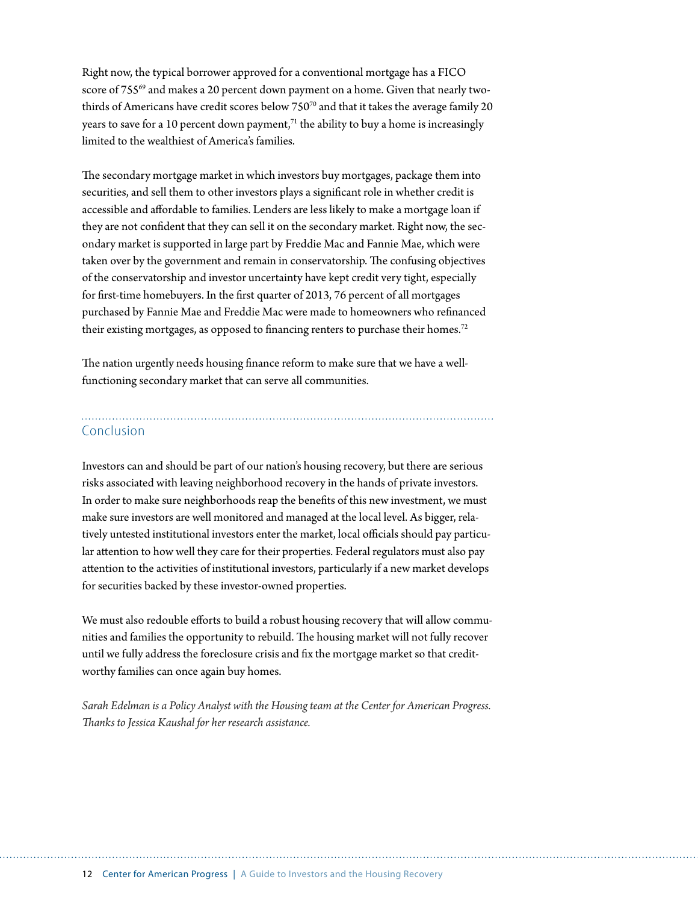Right now, the typical borrower approved for a conventional mortgage has a FICO score of 755[69] and makes a 20 percent down payment on a home. Given that nearly two-thirds of Americans have credit scores below 750[70] and that it takes the average family 20 years to save for a 10 percent down payment,[71] the ability to buy a home is increasingly limited to the wealthiest of America's families.

The secondary mortgage market in which investors buy mortgages, package them into securities, and sell them to other investors plays a significant role in whether credit is accessible and affordable to families. Lenders are less likely to make a mortgage loan if they are not confident that they can sell it on the secondary market. Right now, the secondary market is supported in large part by Freddie Mac and Fannie Mae, which were taken over by the government and remain in conservatorship. The confusing objectives of the conservatorship and investor uncertainty have kept credit very tight, especially for first-time homebuyers. In the first quarter of 2013, 76 percent of all mortgages purchased by Fannie Mae and Freddie Mac were made to homeowners who refinanced their existing mortgages, as opposed to financing renters to purchase their homes.[72]

The nation urgently needs housing finance reform to make sure that we have a well-functioning secondary market that can serve all communities.

## Conclusion

Investors can and should be part of our nation's housing recovery, but there are serious risks associated with leaving neighborhood recovery in the hands of private investors. In order to make sure neighborhoods reap the benefits of this new investment, we must make sure investors are well monitored and managed at the local level. As bigger, relatively untested institutional investors enter the market, local officials should pay particular attention to how well they care for their properties. Federal regulators must also pay attention to the activities of institutional investors, particularly if a new market develops for securities backed by these investor-owned properties.

We must also redouble efforts to build a robust housing recovery that will allow communities and families the opportunity to rebuild. The housing market will not fully recover until we fully address the foreclosure crisis and fix the mortgage market so that creditworthy families can once again buy homes.

*Sarah Edelman is a Policy Analyst with the Housing team at the Center for American Progress. Thanks to Jessica Kaushal for her research assistance.*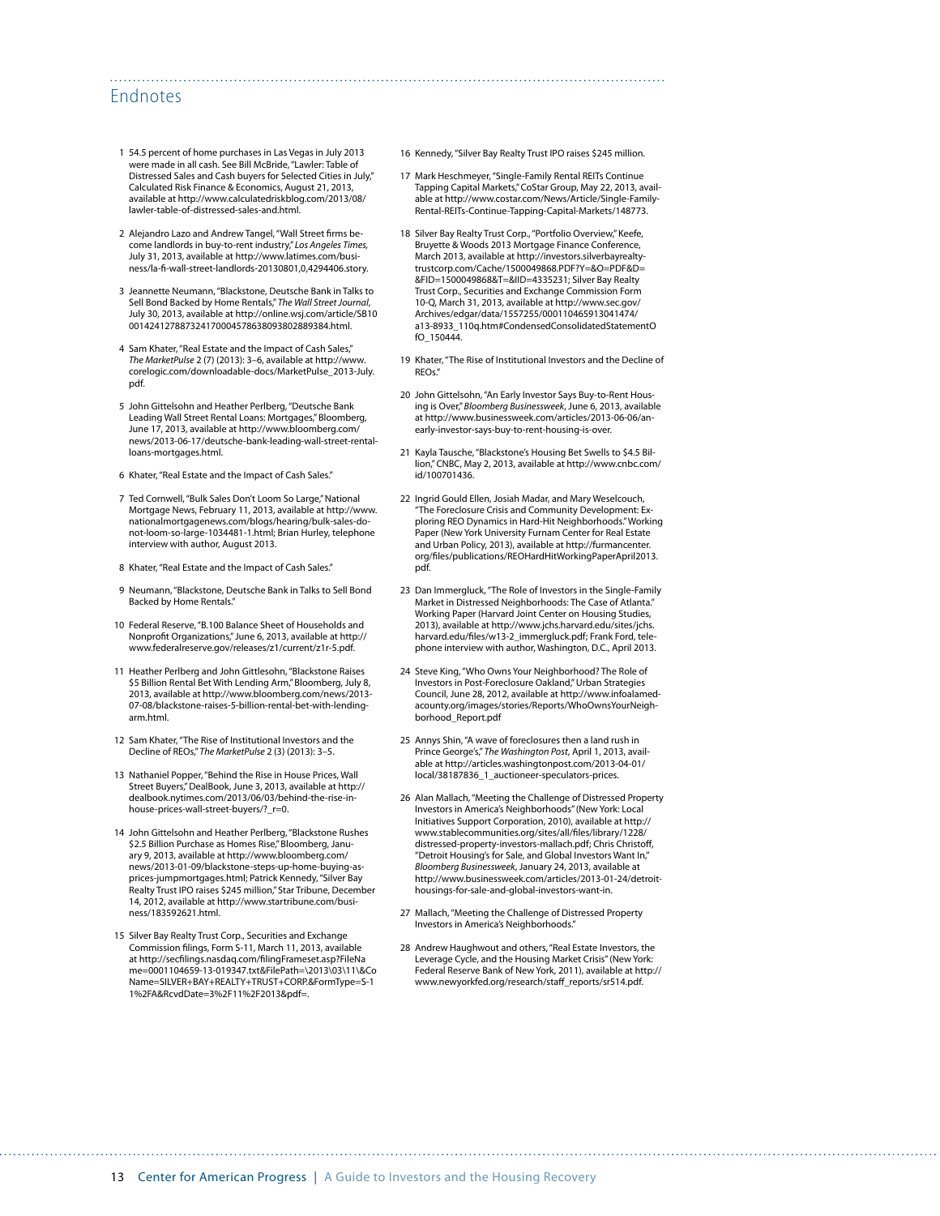## Endnotes

1 54.5 percent of home purchases in Las Vegas in July 2013 were made in all cash. See Bill McBride, "Lawler: Table of Distressed Sales and Cash buyers for Selected Cities in July," Calculated Risk Finance & Economics, August 21, 2013, available at http://www.calculatedriskblog.com/2013/08/lawler-table-of-distressed-sales-and.html.

2 Alejandro Lazo and Andrew Tangel, "Wall Street firms become landlords in buy-to-rent industry," *Los Angeles Times*, July 31, 2013, available at http://www.latimes.com/business/la-fi-wall-street-landlords-20130801,0,4294406.story.

3 Jeannette Neumann, "Blackstone, Deutsche Bank in Talks to Sell Bond Backed by Home Rentals," *The Wall Street Journal*, July 30, 2013, available at http://online.wsj.com/article/SB10001424127887324170004578638093802889384.html.

4 Sam Khater, "Real Estate and the Impact of Cash Sales," *The MarketPulse* 2 (7) (2013): 3–6, available at http://www.corelogic.com/downloadable-docs/MarketPulse_2013-July.pdf.

5 John Gittelsohn and Heather Perlberg, "Deutsche Bank Leading Wall Street Rental Loans: Mortgages," Bloomberg, June 17, 2013, available at http://www.bloomberg.com/news/2013-06-17/deutsche-bank-leading-wall-street-rental-loans-mortgages.html.

6 Khater, "Real Estate and the Impact of Cash Sales."

7 Ted Cornwell, "Bulk Sales Don't Loom So Large," National Mortgage News, February 11, 2013, available at http://www.nationalmortgagenews.com/blogs/hearing/bulk-sales-do-not-loom-so-large-1034481-1.html; Brian Hurley, telephone interview with author, August 2013.

8 Khater, "Real Estate and the Impact of Cash Sales."

9 Neumann, "Blackstone, Deutsche Bank in Talks to Sell Bond Backed by Home Rentals."

10 Federal Reserve, "B.100 Balance Sheet of Households and Nonprofit Organizations," June 6, 2013, available at http://www.federalreserve.gov/releases/z1/current/z1r-5.pdf.

11 Heather Perlberg and John Gittlesohn, "Blackstone Raises $5 Billion Rental Bet With Lending Arm," Bloomberg, July 8, 2013, available at http://www.bloomberg.com/news/2013-07-08/blackstone-raises-5-billion-rental-bet-with-lending-arm.html.

12 Sam Khater, "The Rise of Institutional Investors and the Decline of REOs," *The MarketPulse* 2 (3) (2013): 3–5.

13 Nathaniel Popper, "Behind the Rise in House Prices, Wall Street Buyers," DealBook, June 3, 2013, available at http://dealbook.nytimes.com/2013/06/03/behind-the-rise-in-house-prices-wall-street-buyers/?_r=0.

14 John Gittelsohn and Heather Perlberg, "Blackstone Rushes $2.5 Billion Purchase as Homes Rise," Bloomberg, January 9, 2013, available at http://www.bloomberg.com/news/2013-01-09/blackstone-steps-up-home-buying-as-prices-jumpmortgages.html; Patrick Kennedy, "Silver Bay Realty Trust IPO raises $245 million," Star Tribune, December 14, 2012, available at http://www.startribune.com/business/183592621.html.

15 Silver Bay Realty Trust Corp., Securities and Exchange Commission filings, Form S-11, March 11, 2013, available at http://secfilings.nasdaq.com/filingFrameset.asp?FileName=0001104659-13-019347.txt&FilePath=\2013\03\11\&CoName=SILVER+BAY+REALTY+TRUST+CORP.&FormType=S-11%2FA&RcvdDate=3%2F11%2F2013&pdf=.

16 Kennedy, "Silver Bay Realty Trust IPO raises $245 million."

17 Mark Heschmeyer, "Single-Family Rental REITs Continue Tapping Capital Markets," CoStar Group, May 22, 2013, available at http://www.costar.com/News/Article/Single-Family-Rental-REITs-Continue-Tapping-Capital-Markets/148773.

18 Silver Bay Realty Trust Corp., "Portfolio Overview," Keefe, Bruyette & Woods 2013 Mortgage Finance Conference, March 2013, available at http://investors.silverbayrealtytrustcorp.com/Cache/1500049868.PDF?Y=&O=PDF&D=&FID=1500049868&T=&IID=4335231; Silver Bay Realty Trust Corp., Securities and Exchange Commission Form 10-Q, March 31, 2013, available at http://www.sec.gov/Archives/edgar/data/1557255/000110465913041474/a13-8933_110q.htm#CondensedConsolidatedStatementOfO_150444.

19 Khater, "The Rise of Institutional Investors and the Decline of REOs."

20 John Gittelsohn, "An Early Investor Says Buy-to-Rent Housing is Over," *Bloomberg Businessweek*, June 6, 2013, available at http://www.businessweek.com/articles/2013-06-06/an-early-investor-says-buy-to-rent-housing-is-over.

21 Kayla Tausche, "Blackstone's Housing Bet Swells to $4.5 Billion," CNBC, May 2, 2013, available at http://www.cnbc.com/id/100701436.

22 Ingrid Gould Ellen, Josiah Madar, and Mary Weselcouch, "The Foreclosure Crisis and Community Development: Exploring REO Dynamics in Hard-Hit Neighborhoods." Working Paper (New York University Furnam Center for Real Estate and Urban Policy, 2013), available at http://furmancenter.org/files/publications/REOHardHitWorkingPaperApril2013.pdf.

23 Dan Immergluck, "The Role of Investors in the Single-Family Market in Distressed Neighborhoods: The Case of Atlanta." Working Paper (Harvard Joint Center on Housing Studies, 2013), available at http://www.jchs.harvard.edu/sites/jchs.harvard.edu/files/w13-2_immergluck.pdf; Frank Ford, telephone interview with author, Washington, D.C., April 2013.

24 Steve King, "Who Owns Your Neighborhood? The Role of Investors in Post-Foreclosure Oakland," Urban Strategies Council, June 28, 2012, available at http://www.infoalamedacounty.org/images/stories/Reports/WhoOwnsYourNeighborhood_Report.pdf

25 Annys Shin, "A wave of foreclosures then a land rush in Prince George's," *The Washington Post*, April 1, 2013, available at http://articles.washingtonpost.com/2013-04-01/local/38187836_1_auctioneer-speculators-prices.

26 Alan Mallach, "Meeting the Challenge of Distressed Property Investors in America's Neighborhoods" (New York: Local Initiatives Support Corporation, 2010), available at http://www.stablecommunities.org/sites/all/files/library/1228/distressed-property-investors-mallach.pdf; Chris Christoff, "Detroit Housing's for Sale, and Global Investors Want In," *Bloomberg Businessweek*, January 24, 2013, available at http://www.businessweek.com/articles/2013-01-24/detroit-housings-for-sale-and-global-investors-want-in.

27 Mallach, "Meeting the Challenge of Distressed Property Investors in America's Neighborhoods."

28 Andrew Haughwout and others, "Real Estate Investors, the Leverage Cycle, and the Housing Market Crisis" (New York: Federal Reserve Bank of New York, 2011), available at http://www.newyorkfed.org/research/staff_reports/sr514.pdf.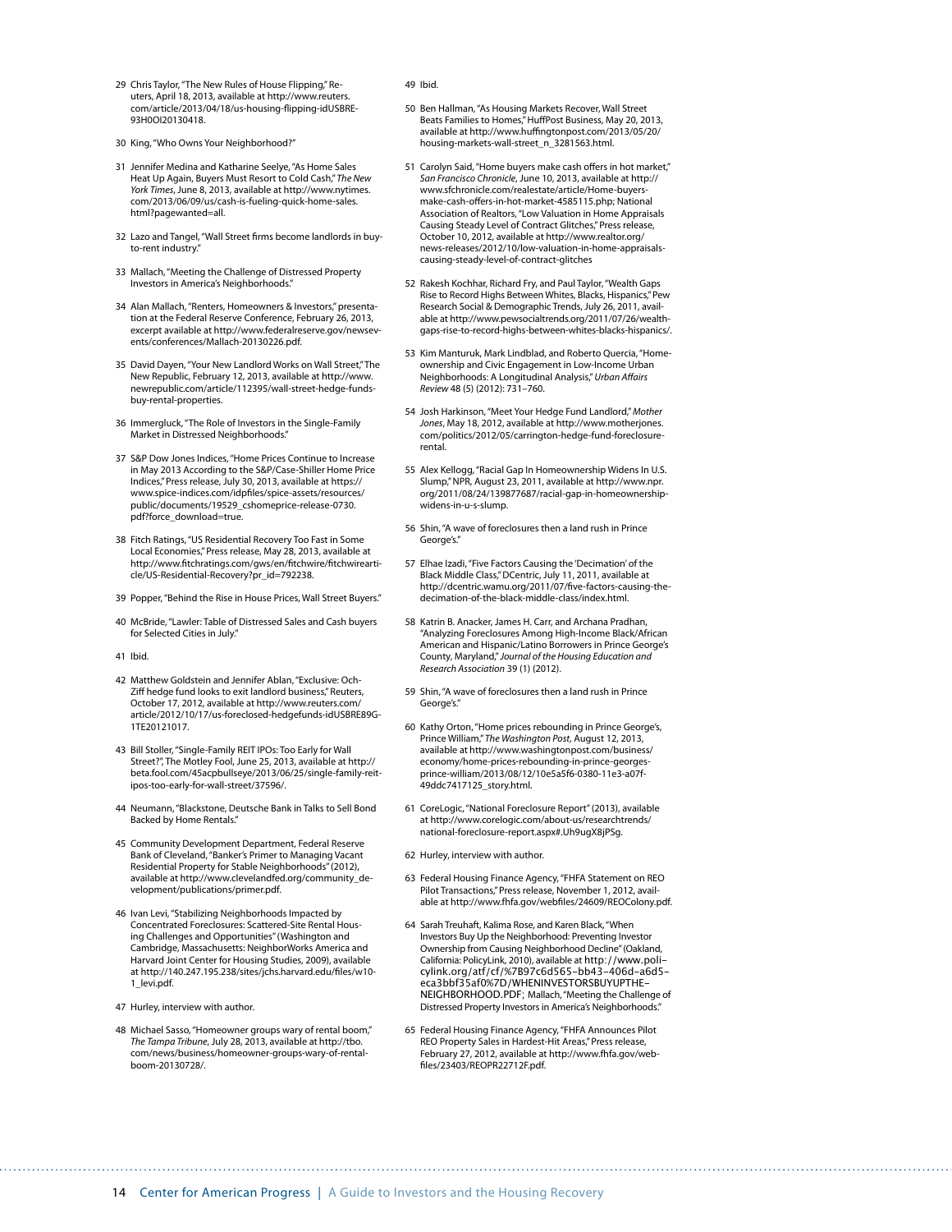29 Chris Taylor, "The New Rules of House Flipping," Reuters, April 18, 2013, available at http://www.reuters.com/article/2013/04/18/us-housing-flipping-idUSBRE93H0OI20130418.

30 King, "Who Owns Your Neighborhood?"

31 Jennifer Medina and Katharine Seelye, "As Home Sales Heat Up Again, Buyers Must Resort to Cold Cash," *The New York Times*, June 8, 2013, available at http://www.nytimes.com/2013/06/09/us/cash-is-fueling-quick-home-sales.html?pagewanted=all.

32 Lazo and Tangel, "Wall Street firms become landlords in buy-to-rent industry."

33 Mallach, "Meeting the Challenge of Distressed Property Investors in America's Neighborhoods."

34 Alan Mallach, "Renters, Homeowners & Investors," presentation at the Federal Reserve Conference, February 26, 2013, excerpt available at http://www.federalreserve.gov/newsevents/conferences/Mallach-20130226.pdf.

35 David Dayen, "Your New Landlord Works on Wall Street," The New Republic, February 12, 2013, available at http://www.newrepublic.com/article/112395/wall-street-hedge-funds-buy-rental-properties.

36 Immergluck, "The Role of Investors in the Single-Family Market in Distressed Neighborhoods."

37 S&P Dow Jones Indices, "Home Prices Continue to Increase in May 2013 According to the S&P/Case-Shiller Home Price Indices," Press release, July 30, 2013, available at https://www.spice-indices.com/idpfiles/spice-assets/resources/public/documents/19529_cshomeprice-release-0730.pdf?force_download=true.

38 Fitch Ratings, "US Residential Recovery Too Fast in Some Local Economies," Press release, May 28, 2013, available at http://www.fitchratings.com/gws/en/fitchwire/fitchwirearticle/US-Residential-Recovery?pr_id=792238.

39 Popper, "Behind the Rise in House Prices, Wall Street Buyers."

40 McBride, "Lawler: Table of Distressed Sales and Cash buyers for Selected Cities in July."

41 Ibid.

42 Matthew Goldstein and Jennifer Ablan, "Exclusive: Och-Ziff hedge fund looks to exit landlord business," Reuters, October 17, 2012, available at http://www.reuters.com/article/2012/10/17/us-foreclosed-hedgefunds-idUSBRE89G1TE20121017.

43 Bill Stoller, "Single-Family REIT IPOs: Too Early for Wall Street?", The Motley Fool, June 25, 2013, available at http://beta.fool.com/45acpbullseye/2013/06/25/single-family-reit-ipos-too-early-for-wall-street/37596/.

44 Neumann, "Blackstone, Deutsche Bank in Talks to Sell Bond Backed by Home Rentals."

45 Community Development Department, Federal Reserve Bank of Cleveland, "Banker's Primer to Managing Vacant Residential Property for Stable Neighborhoods" (2012), available at http://www.clevelandfed.org/community_development/publications/primer.pdf.

46 Ivan Levi, "Stabilizing Neighborhoods Impacted by Concentrated Foreclosures: Scattered-Site Rental Housing Challenges and Opportunities" (Washington and Cambridge, Massachusetts: NeighborWorks America and Harvard Joint Center for Housing Studies, 2009), available at http://140.247.195.238/sites/jchs.harvard.edu/files/w10-1_levi.pdf.

47 Hurley, interview with author.

48 Michael Sasso, "Homeowner groups wary of rental boom," *The Tampa Tribune*, July 28, 2013, available at http://tbo.com/news/business/homeowner-groups-wary-of-rental-boom-20130728/.

49 Ibid.

50 Ben Hallman, "As Housing Markets Recover, Wall Street Beats Families to Homes," HuffPost Business, May 20, 2013, available at http://www.huffingtonpost.com/2013/05/20/housing-markets-wall-street_n_3281563.html.

51 Carolyn Said, "Home buyers make cash offers in hot market," *San Francisco Chronicle*, June 10, 2013, available at http://www.sfchronicle.com/realestate/article/Home-buyers-make-cash-offers-in-hot-market-4585115.php; National Association of Realtors, "Low Valuation in Home Appraisals Causing Steady Level of Contract Glitches," Press release, October 10, 2012, available at http://www.realtor.org/news-releases/2012/10/low-valuation-in-home-appraisals-causing-steady-level-of-contract-glitches

52 Rakesh Kochhar, Richard Fry, and Paul Taylor, "Wealth Gaps Rise to Record Highs Between Whites, Blacks, Hispanics," Pew Research Social & Demographic Trends, July 26, 2011, available at http://www.pewsocialtrends.org/2011/07/26/wealth-gaps-rise-to-record-highs-between-whites-blacks-hispanics/.

53 Kim Manturuk, Mark Lindblad, and Roberto Quercia, "Homeownership and Civic Engagement in Low-Income Urban Neighborhoods: A Longitudinal Analysis," *Urban Affairs Review* 48 (5) (2012): 731–760.

54 Josh Harkinson, "Meet Your Hedge Fund Landlord," *Mother Jones*, May 18, 2012, available at http://www.motherjones.com/politics/2012/05/carrington-hedge-fund-foreclosure-rental.

55 Alex Kellogg, "Racial Gap In Homeownership Widens In U.S. Slump," NPR, August 23, 2011, available at http://www.npr.org/2011/08/24/139877687/racial-gap-in-homeownership-widens-in-u-s-slump.

56 Shin, "A wave of foreclosures then a land rush in Prince George's."

57 Elhae Izadi, "Five Factors Causing the 'Decimation' of the Black Middle Class," DCentric, July 11, 2011, available at http://dcentric.wamu.org/2011/07/five-factors-causing-the-decimation-of-the-black-middle-class/index.html.

58 Katrin B. Anacker, James H. Carr, and Archana Pradhan, "Analyzing Foreclosures Among High-Income Black/African American and Hispanic/Latino Borrowers in Prince George's County, Maryland," *Journal of the Housing Education and Research Association* 39 (1) (2012).

59 Shin, "A wave of foreclosures then a land rush in Prince George's."

60 Kathy Orton, "Home prices rebounding in Prince George's, Prince William," *The Washington Post*, August 12, 2013, available at http://www.washingtonpost.com/business/economy/home-prices-rebounding-in-prince-georges-prince-william/2013/08/12/10e5a5f6-0380-11e3-a07f-49ddc7417125_story.html.

61 CoreLogic, "National Foreclosure Report" (2013), available at http://www.corelogic.com/about-us/researchtrends/national-foreclosure-report.aspx#.Uh9ugX8jPSg.

62 Hurley, interview with author.

63 Federal Housing Finance Agency, "FHFA Statement on REO Pilot Transactions," Press release, November 1, 2012, available at http://www.fhfa.gov/webfiles/24609/REOColony.pdf.

64 Sarah Treuhaft, Kalima Rose, and Karen Black, "When Investors Buy Up the Neighborhood: Preventing Investor Ownership from Causing Neighborhood Decline" (Oakland, California: PolicyLink, 2010), available at http://www.policylink.org/atf/cf/%7B97c6d565-bb43-406d-a6d5-eca3bbf35af0%7D/WHENINVESTORSBUYUPTHE-NEIGHBORHOOD.PDF; Mallach, "Meeting the Challenge of Distressed Property Investors in America's Neighborhoods."

65 Federal Housing Finance Agency, "FHFA Announces Pilot REO Property Sales in Hardest-Hit Areas," Press release, February 27, 2012, available at http://www.fhfa.gov/webfiles/23403/REOPR22712F.pdf.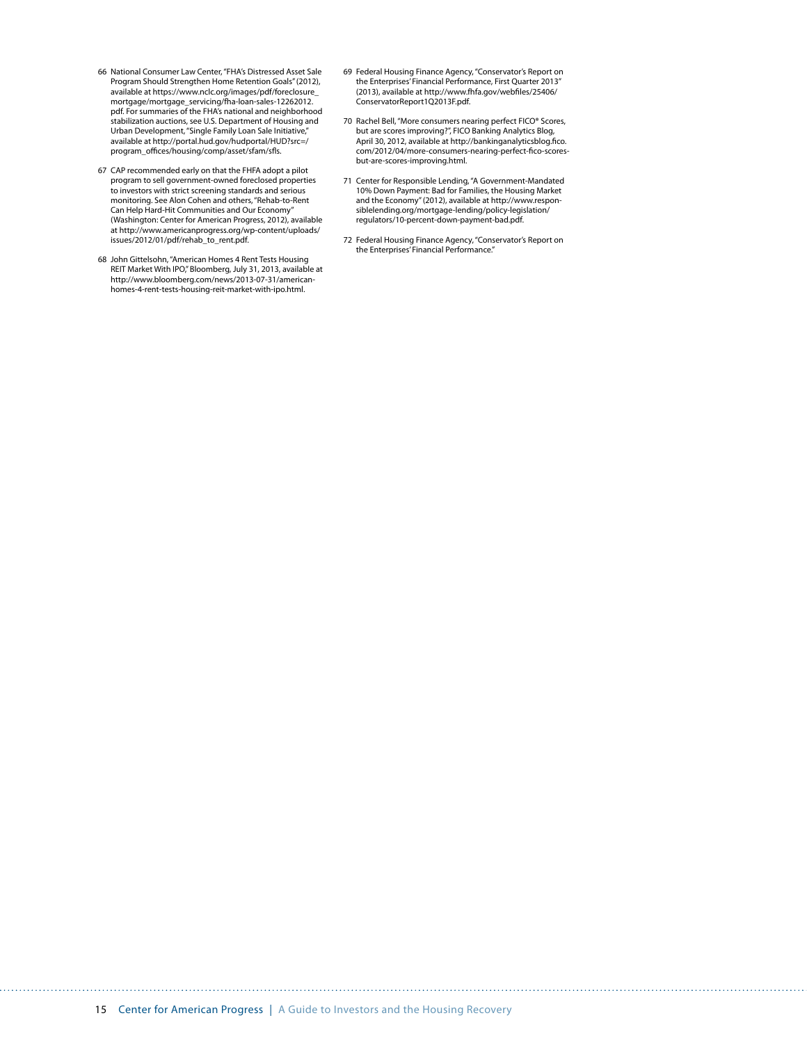66 National Consumer Law Center, "FHA's Distressed Asset Sale Program Should Strengthen Home Retention Goals" (2012), available at https://www.nclc.org/images/pdf/foreclosure_mortgage/mortgage_servicing/fha-loan-sales-12262012.pdf. For summaries of the FHA's national and neighborhood stabilization auctions, see U.S. Department of Housing and Urban Development, "Single Family Loan Sale Initiative," available at http://portal.hud.gov/hudportal/HUD?src=/program_offices/housing/comp/asset/sfam/sfls.

67 CAP recommended early on that the FHFA adopt a pilot program to sell government-owned foreclosed properties to investors with strict screening standards and serious monitoring. See Alon Cohen and others, "Rehab-to-Rent Can Help Hard-Hit Communities and Our Economy" (Washington: Center for American Progress, 2012), available at http://www.americanprogress.org/wp-content/uploads/issues/2012/01/pdf/rehab_to_rent.pdf.

68 John Gittelsohn, "American Homes 4 Rent Tests Housing REIT Market With IPO," Bloomberg, July 31, 2013, available at http://www.bloomberg.com/news/2013-07-31/american-homes-4-rent-tests-housing-reit-market-with-ipo.html.

69 Federal Housing Finance Agency, "Conservator's Report on the Enterprises' Financial Performance, First Quarter 2013" (2013), available at http://www.fhfa.gov/webfiles/25406/ConservatorReport1Q2013F.pdf.

70 Rachel Bell, "More consumers nearing perfect FICO® Scores, but are scores improving?", FICO Banking Analytics Blog, April 30, 2012, available at http://bankinganalyticsblog.fico.com/2012/04/more-consumers-nearing-perfect-fico-scores-but-are-scores-improving.html.

71 Center for Responsible Lending, "A Government-Mandated 10% Down Payment: Bad for Families, the Housing Market and the Economy" (2012), available at http://www.responsiblelending.org/mortgage-lending/policy-legislation/regulators/10-percent-down-payment-bad.pdf.

72 Federal Housing Finance Agency, "Conservator's Report on the Enterprises' Financial Performance."